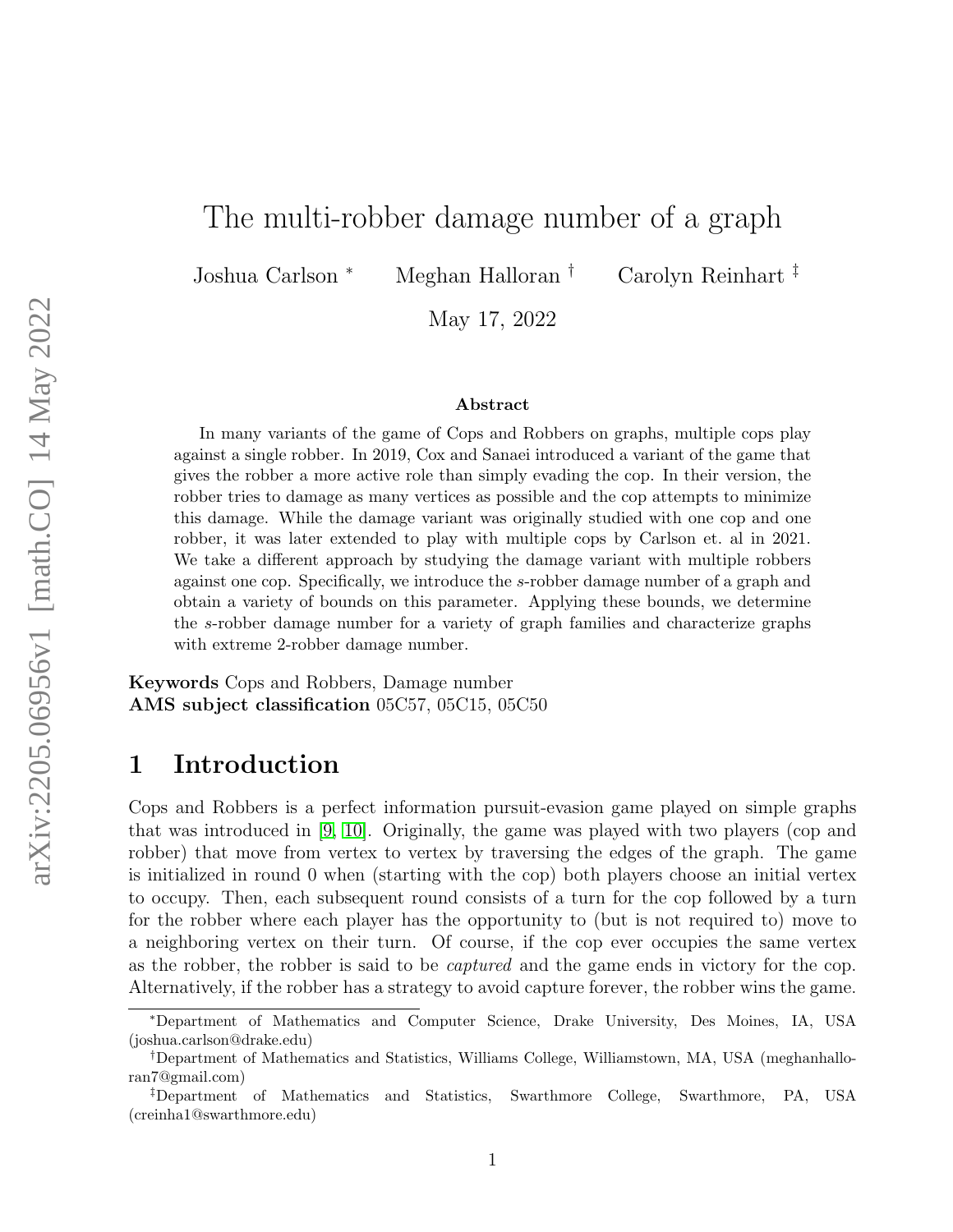# The multi-robber damage number of a graph

Joshua Carlson [*] Meghan Halloran [†] Carolyn Reinhart [‡]

May 17, 2022

**Abstract**

In many variants of the game of Cops and Robbers on graphs, multiple cops play against a single robber. In 2019, Cox and Sanaei introduced a variant of the game that gives the robber a more active role than simply evading the cop. In their version, the robber tries to damage as many vertices as possible and the cop attempts to minimize this damage. While the damage variant was originally studied with one cop and one robber, it was later extended to play with multiple cops by Carlson et. al in 2021. We take a different approach by studying the damage variant with multiple robbers against one cop. Specifically, we introduce the $s$-robber damage number of a graph and obtain a variety of bounds on this parameter. Applying these bounds, we determine the $s$-robber damage number for a variety of graph families and characterize graphs with extreme 2-robber damage number.

**Keywords** Cops and Robbers, Damage number
**AMS subject classification** 05C57, 05C15, 05C50

## 1 Introduction

Cops and Robbers is a perfect information pursuit-evasion game played on simple graphs that was introduced in [9, 10]. Originally, the game was played with two players (cop and robber) that move from vertex to vertex by traversing the edges of the graph. The game is initialized in round 0 when (starting with the cop) both players choose an initial vertex to occupy. Then, each subsequent round consists of a turn for the cop followed by a turn for the robber where each player has the opportunity to (but is not required to) move to a neighboring vertex on their turn. Of course, if the cop ever occupies the same vertex as the robber, the robber is said to be *captured* and the game ends in victory for the cop. Alternatively, if the robber has a strategy to avoid capture forever, the robber wins the game.

---

[*] Department of Mathematics and Computer Science, Drake University, Des Moines, IA, USA (joshua.carlson@drake.edu)

[†] Department of Mathematics and Statistics, Williams College, Williamstown, MA, USA (meghanhalloran7@gmail.com)

[‡] Department of Mathematics and Statistics, Swarthmore College, Swarthmore, PA, USA (creinha1@swarthmore.edu)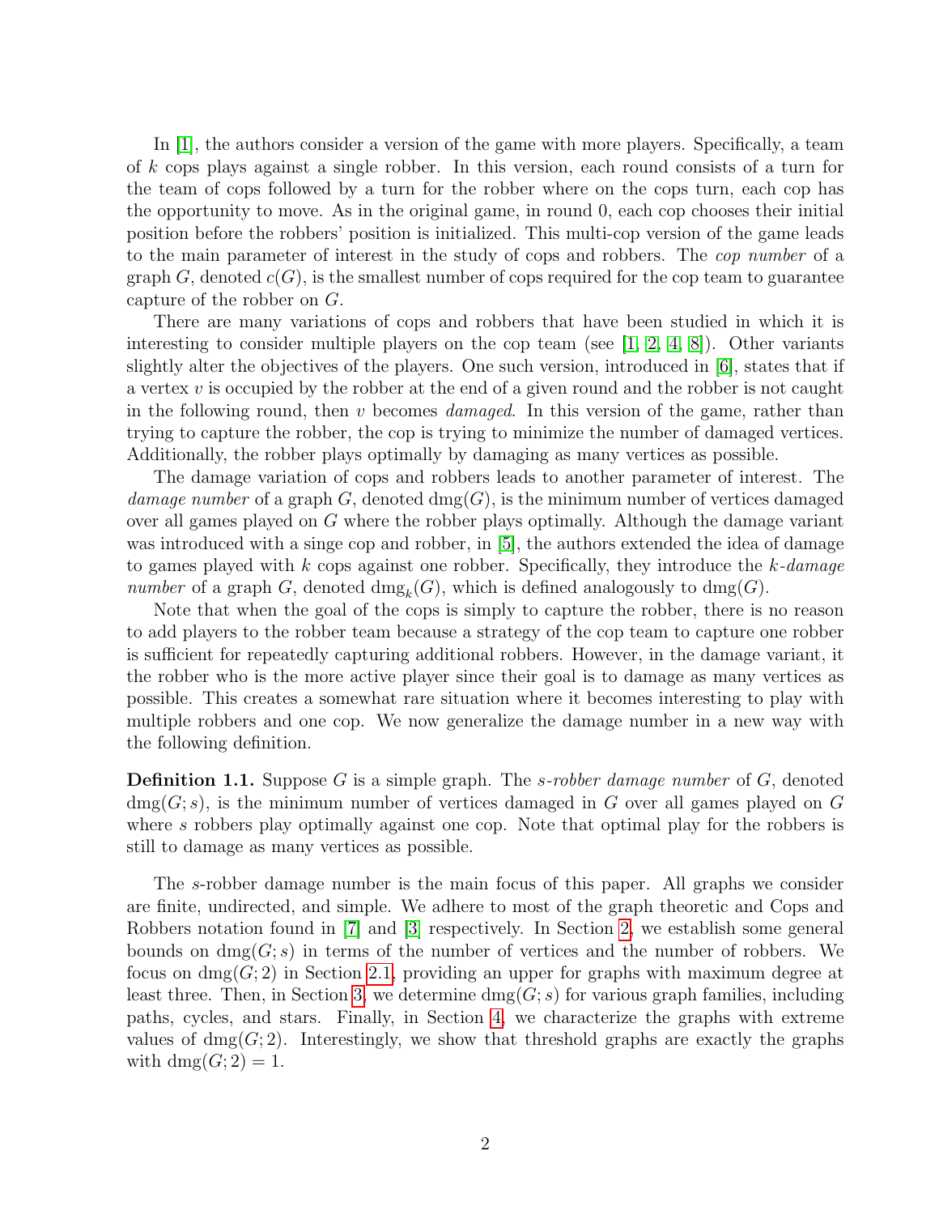In [1], the authors consider a version of the game with more players. Specifically, a team of $k$ cops plays against a single robber. In this version, each round consists of a turn for the team of cops followed by a turn for the robber where on the cops turn, each cop has the opportunity to move. As in the original game, in round 0, each cop chooses their initial position before the robbers' position is initialized. This multi-cop version of the game leads to the main parameter of interest in the study of cops and robbers. The *cop number* of a graph $G$, denoted $c(G)$, is the smallest number of cops required for the cop team to guarantee capture of the robber on $G$.

There are many variations of cops and robbers that have been studied in which it is interesting to consider multiple players on the cop team (see [1, 2, 4, 8]). Other variants slightly alter the objectives of the players. One such version, introduced in [6], states that if a vertex $v$ is occupied by the robber at the end of a given round and the robber is not caught in the following round, then $v$ becomes *damaged*. In this version of the game, rather than trying to capture the robber, the cop is trying to minimize the number of damaged vertices. Additionally, the robber plays optimally by damaging as many vertices as possible.

The damage variation of cops and robbers leads to another parameter of interest. The *damage number* of a graph $G$, denoted $\text{dmg}(G)$, is the minimum number of vertices damaged over all games played on $G$ where the robber plays optimally. Although the damage variant was introduced with a singe cop and robber, in [5], the authors extended the idea of damage to games played with $k$ cops against one robber. Specifically, they introduce the *$k$-damage number* of a graph $G$, denoted $\text{dmg}_k(G)$, which is defined analogously to $\text{dmg}(G)$.

Note that when the goal of the cops is simply to capture the robber, there is no reason to add players to the robber team because a strategy of the cop team to capture one robber is sufficient for repeatedly capturing additional robbers. However, in the damage variant, it the robber who is the more active player since their goal is to damage as many vertices as possible. This creates a somewhat rare situation where it becomes interesting to play with multiple robbers and one cop. We now generalize the damage number in a new way with the following definition.

**Definition 1.1.** Suppose $G$ is a simple graph. The *$s$-robber damage number* of $G$, denoted $\text{dmg}(G; s)$, is the minimum number of vertices damaged in $G$ over all games played on $G$ where $s$ robbers play optimally against one cop. Note that optimal play for the robbers is still to damage as many vertices as possible.

The $s$-robber damage number is the main focus of this paper. All graphs we consider are finite, undirected, and simple. We adhere to most of the graph theoretic and Cops and Robbers notation found in [7] and [3] respectively. In Section 2, we establish some general bounds on $\text{dmg}(G; s)$ in terms of the number of vertices and the number of robbers. We focus on $\text{dmg}(G; 2)$ in Section 2.1, providing an upper for graphs with maximum degree at least three. Then, in Section 3, we determine $\text{dmg}(G; s)$ for various graph families, including paths, cycles, and stars. Finally, in Section 4, we characterize the graphs with extreme values of $\text{dmg}(G; 2)$. Interestingly, we show that threshold graphs are exactly the graphs with $\text{dmg}(G; 2) = 1$.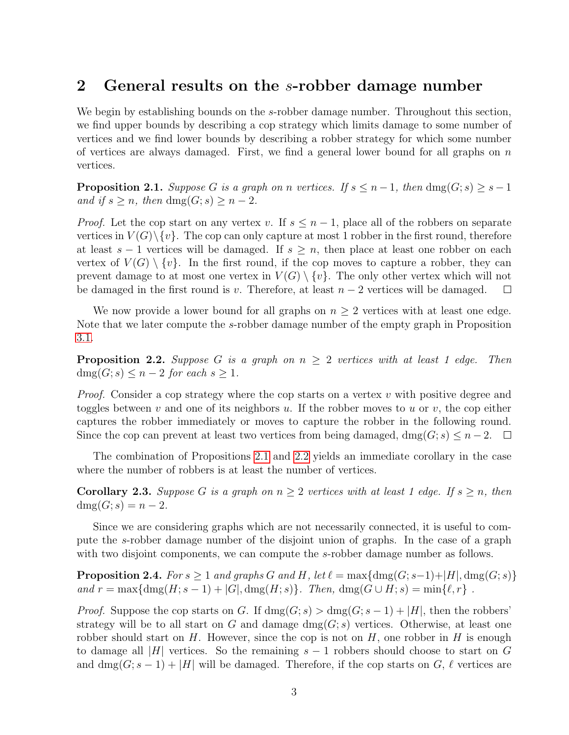## 2 General results on the $s$-robber damage number

We begin by establishing bounds on the $s$-robber damage number. Throughout this section, we find upper bounds by describing a cop strategy which limits damage to some number of vertices and we find lower bounds by describing a robber strategy for which some number of vertices are always damaged. First, we find a general lower bound for all graphs on $n$ vertices.

**Proposition 2.1.** *Suppose $G$ is a graph on $n$ vertices. If $s \leq n-1$, then $\text{dmg}(G;s) \geq s-1$ and if $s \geq n$, then $\text{dmg}(G;s) \geq n-2$.*

*Proof.* Let the cop start on any vertex $v$. If $s \leq n-1$, place all of the robbers on separate vertices in $V(G) \backslash \{v\}$. The cop can only capture at most 1 robber in the first round, therefore at least $s-1$ vertices will be damaged. If $s \geq n$, then place at least one robber on each vertex of $V(G) \setminus \{v\}$. In the first round, if the cop moves to capture a robber, they can prevent damage to at most one vertex in $V(G) \setminus \{v\}$. The only other vertex which will not be damaged in the first round is $v$. Therefore, at least $n-2$ vertices will be damaged. $\square$

We now provide a lower bound for all graphs on $n \geq 2$ vertices with at least one edge. Note that we later compute the $s$-robber damage number of the empty graph in Proposition 3.1.

**Proposition 2.2.** *Suppose $G$ is a graph on $n \geq 2$ vertices with at least 1 edge. Then $\text{dmg}(G;s) \leq n-2$ for each $s \geq 1$.*

*Proof.* Consider a cop strategy where the cop starts on a vertex $v$ with positive degree and toggles between $v$ and one of its neighbors $u$. If the robber moves to $u$ or $v$, the cop either captures the robber immediately or moves to capture the robber in the following round. Since the cop can prevent at least two vertices from being damaged, $\text{dmg}(G;s) \leq n-2$. $\square$

The combination of Propositions 2.1 and 2.2 yields an immediate corollary in the case where the number of robbers is at least the number of vertices.

**Corollary 2.3.** *Suppose $G$ is a graph on $n \geq 2$ vertices with at least 1 edge. If $s \geq n$, then $\text{dmg}(G;s) = n-2$.*

Since we are considering graphs which are not necessarily connected, it is useful to compute the $s$-robber damage number of the disjoint union of graphs. In the case of a graph with two disjoint components, we can compute the $s$-robber damage number as follows.

**Proposition 2.4.** *For $s \geq 1$ and graphs $G$ and $H$, let $\ell = \max\{\text{dmg}(G;s-1)+|H|, \text{dmg}(G;s)\}$ and $r = \max\{\text{dmg}(H;s-1)+|G|, \text{dmg}(H;s)\}$. Then, $\text{dmg}(G \cup H;s) = \min\{\ell, r\}$ .*

*Proof.* Suppose the cop starts on $G$. If $\text{dmg}(G;s) > \text{dmg}(G;s-1)+|H|$, then the robbers' strategy will be to all start on $G$ and damage $\text{dmg}(G;s)$ vertices. Otherwise, at least one robber should start on $H$. However, since the cop is not on $H$, one robber in $H$ is enough to damage all $|H|$ vertices. So the remaining $s-1$ robbers should choose to start on $G$ and $\text{dmg}(G;s-1)+|H|$ will be damaged. Therefore, if the cop starts on $G$, $\ell$ vertices are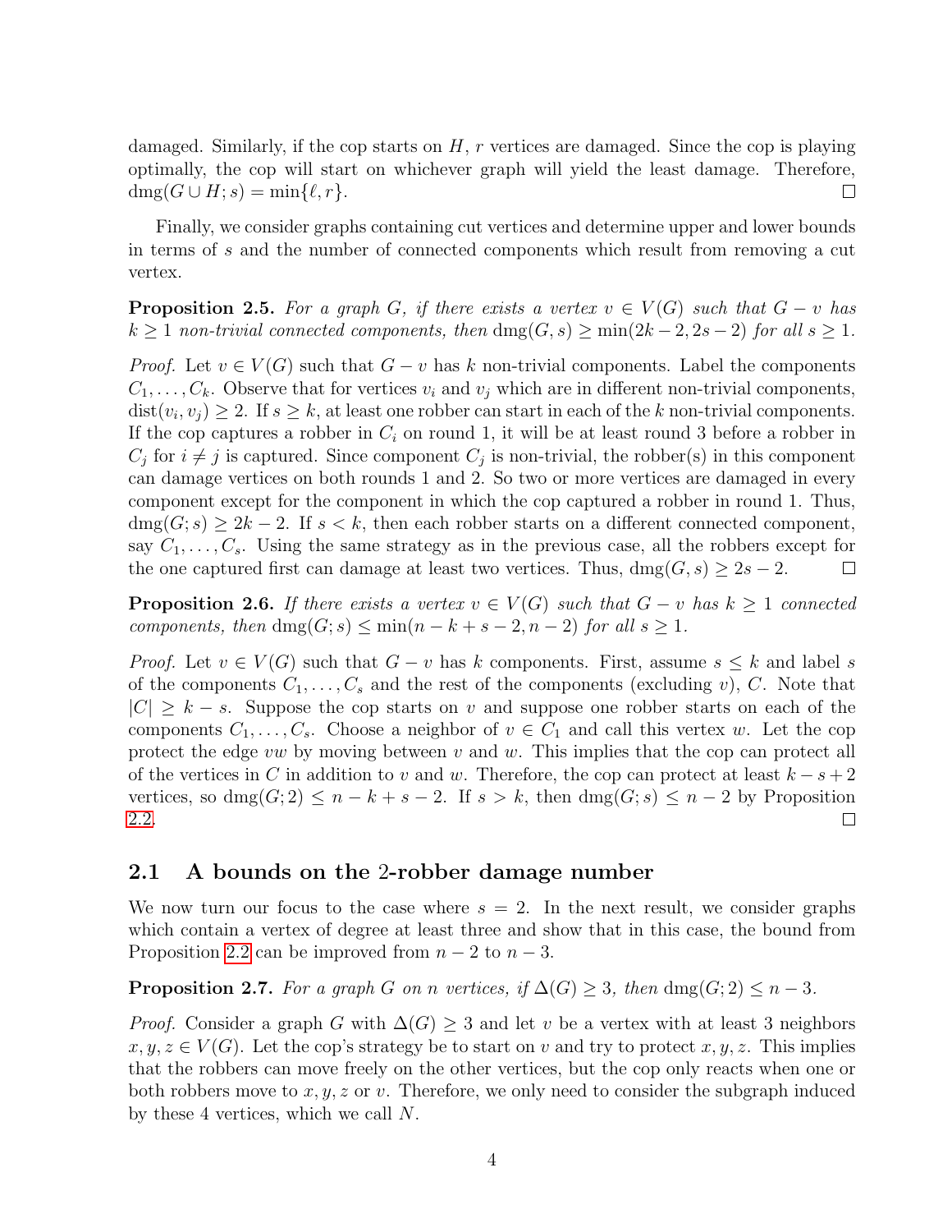damaged. Similarly, if the cop starts on $H$, $r$ vertices are damaged. Since the cop is playing optimally, the cop will start on whichever graph will yield the least damage. Therefore, $\text{dmg}(G \cup H; s) = \min\{\ell, r\}$. □

Finally, we consider graphs containing cut vertices and determine upper and lower bounds in terms of $s$ and the number of connected components which result from removing a cut vertex.

**Proposition 2.5.** *For a graph $G$, if there exists a vertex $v \in V(G)$ such that $G - v$ has $k \geq 1$ non-trivial connected components, then $\text{dmg}(G, s) \geq \min(2k - 2, 2s - 2)$ for all $s \geq 1$.*

*Proof.* Let $v \in V(G)$ such that $G - v$ has $k$ non-trivial components. Label the components $C_1, \dots, C_k$. Observe that for vertices $v_i$ and $v_j$ which are in different non-trivial components, $\text{dist}(v_i, v_j) \geq 2$. If $s \geq k$, at least one robber can start in each of the $k$ non-trivial components. If the cop captures a robber in $C_i$ on round 1, it will be at least round 3 before a robber in $C_j$ for $i \neq j$ is captured. Since component $C_j$ is non-trivial, the robber(s) in this component can damage vertices on both rounds 1 and 2. So two or more vertices are damaged in every component except for the component in which the cop captured a robber in round 1. Thus, $\text{dmg}(G; s) \geq 2k - 2$. If $s < k$, then each robber starts on a different connected component, say $C_1, \dots, C_s$. Using the same strategy as in the previous case, all the robbers except for the one captured first can damage at least two vertices. Thus, $\text{dmg}(G, s) \geq 2s - 2$. □

**Proposition 2.6.** *If there exists a vertex $v \in V(G)$ such that $G - v$ has $k \geq 1$ connected components, then $\text{dmg}(G; s) \leq \min(n - k + s - 2, n - 2)$ for all $s \geq 1$.*

*Proof.* Let $v \in V(G)$ such that $G - v$ has $k$ components. First, assume $s \leq k$ and label $s$ of the components $C_1, \dots, C_s$ and the rest of the components (excluding $v$), $C$. Note that $|C| \geq k - s$. Suppose the cop starts on $v$ and suppose one robber starts on each of the components $C_1, \dots, C_s$. Choose a neighbor of $v \in C_1$ and call this vertex $w$. Let the cop protect the edge $vw$ by moving between $v$ and $w$. This implies that the cop can protect all of the vertices in $C$ in addition to $v$ and $w$. Therefore, the cop can protect at least $k - s + 2$ vertices, so $\text{dmg}(G; 2) \leq n - k + s - 2$. If $s > k$, then $\text{dmg}(G; s) \leq n - 2$ by Proposition 2.2. □

## 2.1 A bounds on the 2-robber damage number

We now turn our focus to the case where $s = 2$. In the next result, we consider graphs which contain a vertex of degree at least three and show that in this case, the bound from Proposition 2.2 can be improved from $n - 2$ to $n - 3$.

**Proposition 2.7.** *For a graph $G$ on $n$ vertices, if $\Delta(G) \geq 3$, then $\text{dmg}(G; 2) \leq n - 3$.*

*Proof.* Consider a graph $G$ with $\Delta(G) \geq 3$ and let $v$ be a vertex with at least 3 neighbors $x, y, z \in V(G)$. Let the cop's strategy be to start on $v$ and try to protect $x, y, z$. This implies that the robbers can move freely on the other vertices, but the cop only reacts when one or both robbers move to $x, y, z$ or $v$. Therefore, we only need to consider the subgraph induced by these 4 vertices, which we call $N$.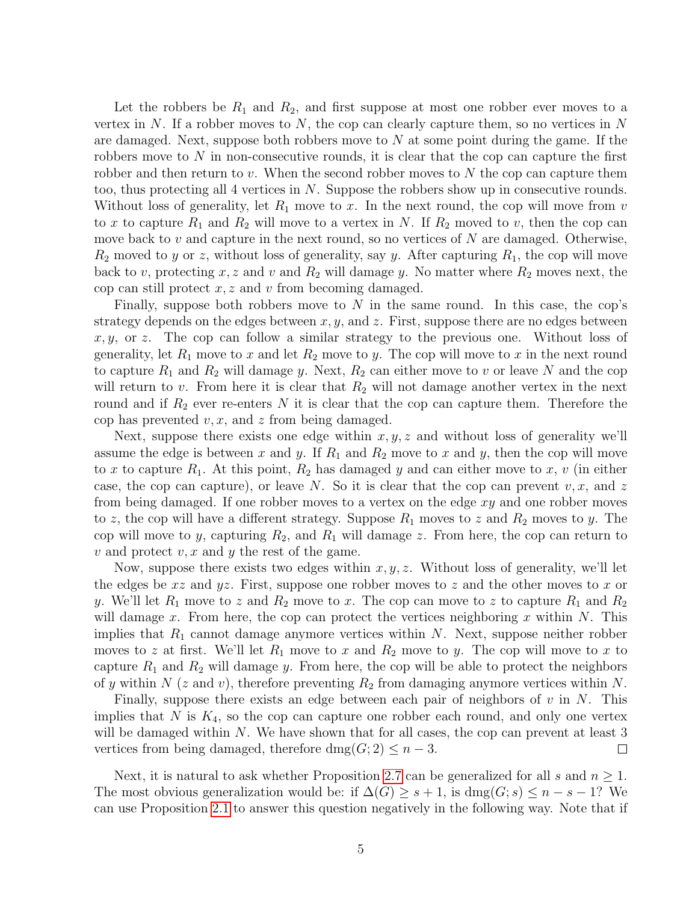Let the robbers be $R_1$ and $R_2$, and first suppose at most one robber ever moves to a vertex in $N$. If a robber moves to $N$, the cop can clearly capture them, so no vertices in $N$ are damaged. Next, suppose both robbers move to $N$ at some point during the game. If the robbers move to $N$ in non-consecutive rounds, it is clear that the cop can capture the first robber and then return to $v$. When the second robber moves to $N$ the cop can capture them too, thus protecting all 4 vertices in $N$. Suppose the robbers show up in consecutive rounds. Without loss of generality, let $R_1$ move to $x$. In the next round, the cop will move from $v$ to $x$ to capture $R_1$ and $R_2$ will move to a vertex in $N$. If $R_2$ moved to $v$, then the cop can move back to $v$ and capture in the next round, so no vertices of $N$ are damaged. Otherwise, $R_2$ moved to $y$ or $z$, without loss of generality, say $y$. After capturing $R_1$, the cop will move back to $v$, protecting $x, z$ and $v$ and $R_2$ will damage $y$. No matter where $R_2$ moves next, the cop can still protect $x, z$ and $v$ from becoming damaged.

Finally, suppose both robbers move to $N$ in the same round. In this case, the cop's strategy depends on the edges between $x, y$, and $z$. First, suppose there are no edges between $x, y$, or $z$. The cop can follow a similar strategy to the previous one. Without loss of generality, let $R_1$ move to $x$ and let $R_2$ move to $y$. The cop will move to $x$ in the next round to capture $R_1$ and $R_2$ will damage $y$. Next, $R_2$ can either move to $v$ or leave $N$ and the cop will return to $v$. From here it is clear that $R_2$ will not damage another vertex in the next round and if $R_2$ ever re-enters $N$ it is clear that the cop can capture them. Therefore the cop has prevented $v, x$, and $z$ from being damaged.

Next, suppose there exists one edge within $x, y, z$ and without loss of generality we'll assume the edge is between $x$ and $y$. If $R_1$ and $R_2$ move to $x$ and $y$, then the cop will move to $x$ to capture $R_1$. At this point, $R_2$ has damaged $y$ and can either move to $x$, $v$ (in either case, the cop can capture), or leave $N$. So it is clear that the cop can prevent $v, x$, and $z$ from being damaged. If one robber moves to a vertex on the edge $xy$ and one robber moves to $z$, the cop will have a different strategy. Suppose $R_1$ moves to $z$ and $R_2$ moves to $y$. The cop will move to $y$, capturing $R_2$, and $R_1$ will damage $z$. From here, the cop can return to $v$ and protect $v, x$ and $y$ the rest of the game.

Now, suppose there exists two edges within $x, y, z$. Without loss of generality, we'll let the edges be $xz$ and $yz$. First, suppose one robber moves to $z$ and the other moves to $x$ or $y$. We'll let $R_1$ move to $z$ and $R_2$ move to $x$. The cop can move to $z$ to capture $R_1$ and $R_2$ will damage $x$. From here, the cop can protect the vertices neighboring $x$ within $N$. This implies that $R_1$ cannot damage anymore vertices within $N$. Next, suppose neither robber moves to $z$ at first. We'll let $R_1$ move to $x$ and $R_2$ move to $y$. The cop will move to $x$ to capture $R_1$ and $R_2$ will damage $y$. From here, the cop will be able to protect the neighbors of $y$ within $N$ ($z$ and $v$), therefore preventing $R_2$ from damaging anymore vertices within $N$.

Finally, suppose there exists an edge between each pair of neighbors of $v$ in $N$. This implies that $N$ is $K_4$, so the cop can capture one robber each round, and only one vertex will be damaged within $N$. We have shown that for all cases, the cop can prevent at least 3 vertices from being damaged, therefore $\text{dmg}(G; 2) \leq n - 3$. $\square$

Next, it is natural to ask whether Proposition 2.7 can be generalized for all $s$ and $n \geq 1$. The most obvious generalization would be: if $\Delta(G) \geq s + 1$, is $\text{dmg}(G; s) \leq n - s - 1$? We can use Proposition 2.1 to answer this question negatively in the following way. Note that if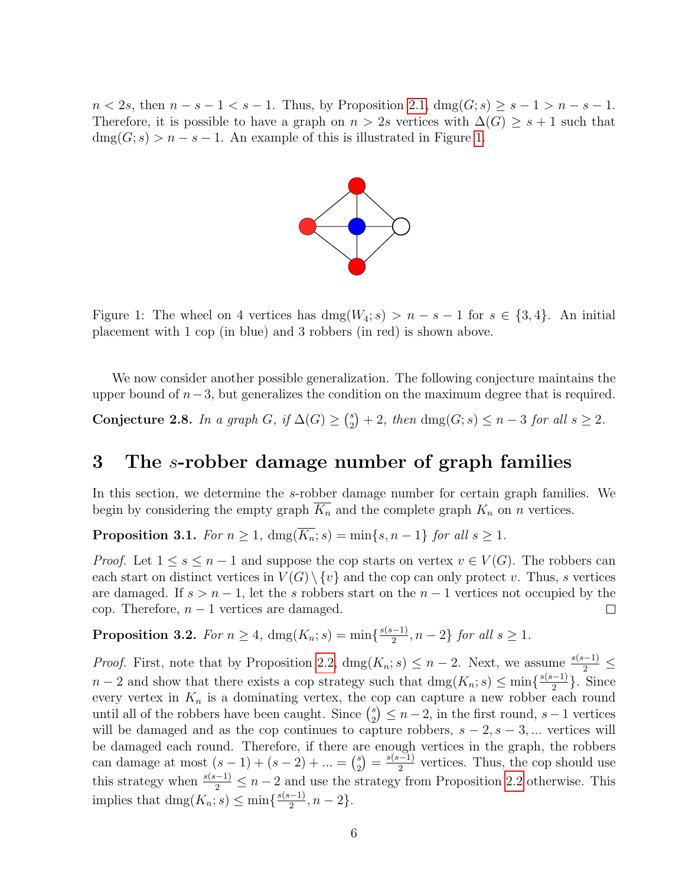$n < 2s$, then $n - s - 1 < s - 1$. Thus, by Proposition 2.1, $\text{dmg}(G; s) \geq s - 1 > n - s - 1$. Therefore, it is possible to have a graph on $n > 2s$ vertices with $\Delta(G) \geq s + 1$ such that $\text{dmg}(G; s) > n - s - 1$. An example of this is illustrated in Figure 1.

Figure 1: The wheel on 4 vertices has $\text{dmg}(W_4; s) > n - s - 1$ for $s \in \{3, 4\}$. An initial placement with 1 cop (in blue) and 3 robbers (in red) is shown above.

We now consider another possible generalization. The following conjecture maintains the upper bound of $n-3$, but generalizes the condition on the maximum degree that is required.

**Conjecture 2.8.** *In a graph $G$, if $\Delta(G) \geq \binom{s}{2} + 2$, then $\text{dmg}(G; s) \leq n - 3$ for all $s \geq 2$.*

## 3 The $s$-robber damage number of graph families

In this section, we determine the $s$-robber damage number for certain graph families. We begin by considering the empty graph $\overline{K_n}$ and the complete graph $K_n$ on $n$ vertices.

**Proposition 3.1.** *For $n \geq 1$, $\text{dmg}(\overline{K_n}; s) = \min\{s, n - 1\}$ for all $s \geq 1$.*

*Proof.* Let $1 \leq s \leq n - 1$ and suppose the cop starts on vertex $v \in V(G)$. The robbers can each start on distinct vertices in $V(G) \setminus \{v\}$ and the cop can only protect $v$. Thus, $s$ vertices are damaged. If $s > n - 1$, let the $s$ robbers start on the $n - 1$ vertices not occupied by the cop. Therefore, $n - 1$ vertices are damaged. $\square$

**Proposition 3.2.** *For $n \geq 4$, $\text{dmg}(K_n; s) = \min\{\frac{s(s-1)}{2}, n - 2\}$ for all $s \geq 1$.*

*Proof.* First, note that by Proposition 2.2, $\text{dmg}(K_n; s) \leq n - 2$. Next, we assume $\frac{s(s-1)}{2} \leq n - 2$ and show that there exists a cop strategy such that $\text{dmg}(K_n; s) \leq \min\{\frac{s(s-1)}{2}\}$. Since every vertex in $K_n$ is a dominating vertex, the cop can capture a new robber each round until all of the robbers have been caught. Since $\binom{s}{2} \leq n - 2$, in the first round, $s - 1$ vertices will be damaged and as the cop continues to capture robbers, $s - 2, s - 3, \ldots$ vertices will be damaged each round. Therefore, if there are enough vertices in the graph, the robbers can damage at most $(s - 1) + (s - 2) + \ldots = \binom{s}{2} = \frac{s(s-1)}{2}$ vertices. Thus, the cop should use this strategy when $\frac{s(s-1)}{2} \leq n - 2$ and use the strategy from Proposition 2.2 otherwise. This implies that $\text{dmg}(K_n; s) \leq \min\{\frac{s(s-1)}{2}, n - 2\}$.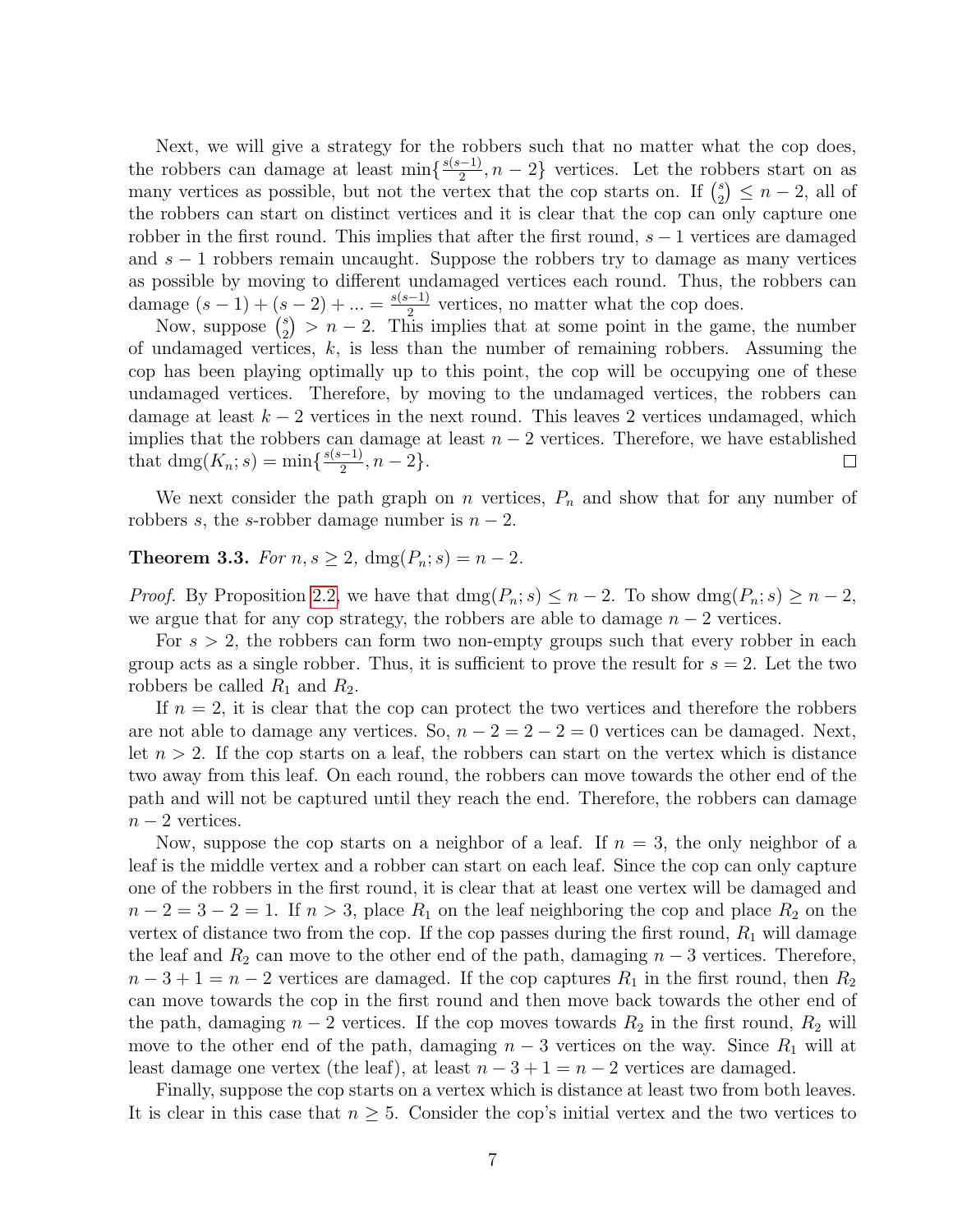Next, we will give a strategy for the robbers such that no matter what the cop does, the robbers can damage at least $\min\{\frac{s(s-1)}{2}, n-2\}$ vertices. Let the robbers start on as many vertices as possible, but not the vertex that the cop starts on. If $\binom{s}{2} \leq n-2$, all of the robbers can start on distinct vertices and it is clear that the cop can only capture one robber in the first round. This implies that after the first round, $s-1$ vertices are damaged and $s-1$ robbers remain uncaught. Suppose the robbers try to damage as many vertices as possible by moving to different undamaged vertices each round. Thus, the robbers can damage $(s-1)+(s-2)+\ldots = \frac{s(s-1)}{2}$ vertices, no matter what the cop does.

Now, suppose $\binom{s}{2} > n-2$. This implies that at some point in the game, the number of undamaged vertices, $k$, is less than the number of remaining robbers. Assuming the cop has been playing optimally up to this point, the cop will be occupying one of these undamaged vertices. Therefore, by moving to the undamaged vertices, the robbers can damage at least $k-2$ vertices in the next round. This leaves 2 vertices undamaged, which implies that the robbers can damage at least $n-2$ vertices. Therefore, we have established that $\text{dmg}(K_n; s) = \min\{\frac{s(s-1)}{2}, n-2\}$. □

We next consider the path graph on $n$ vertices, $P_n$ and show that for any number of robbers $s$, the $s$-robber damage number is $n-2$.

**Theorem 3.3.** *For $n, s \geq 2$, $\text{dmg}(P_n; s) = n-2$.*

*Proof.* By Proposition 2.2, we have that $\text{dmg}(P_n; s) \leq n-2$. To show $\text{dmg}(P_n; s) \geq n-2$, we argue that for any cop strategy, the robbers are able to damage $n-2$ vertices.

For $s > 2$, the robbers can form two non-empty groups such that every robber in each group acts as a single robber. Thus, it is sufficient to prove the result for $s = 2$. Let the two robbers be called $R_1$ and $R_2$.

If $n = 2$, it is clear that the cop can protect the two vertices and therefore the robbers are not able to damage any vertices. So, $n-2 = 2-2 = 0$ vertices can be damaged. Next, let $n > 2$. If the cop starts on a leaf, the robbers can start on the vertex which is distance two away from this leaf. On each round, the robbers can move towards the other end of the path and will not be captured until they reach the end. Therefore, the robbers can damage $n-2$ vertices.

Now, suppose the cop starts on a neighbor of a leaf. If $n = 3$, the only neighbor of a leaf is the middle vertex and a robber can start on each leaf. Since the cop can only capture one of the robbers in the first round, it is clear that at least one vertex will be damaged and $n-2 = 3-2 = 1$. If $n > 3$, place $R_1$ on the leaf neighboring the cop and place $R_2$ on the vertex of distance two from the cop. If the cop passes during the first round, $R_1$ will damage the leaf and $R_2$ can move to the other end of the path, damaging $n-3$ vertices. Therefore, $n-3+1 = n-2$ vertices are damaged. If the cop captures $R_1$ in the first round, then $R_2$ can move towards the cop in the first round and then move back towards the other end of the path, damaging $n-2$ vertices. If the cop moves towards $R_2$ in the first round, $R_2$ will move to the other end of the path, damaging $n-3$ vertices on the way. Since $R_1$ will at least damage one vertex (the leaf), at least $n-3+1 = n-2$ vertices are damaged.

Finally, suppose the cop starts on a vertex which is distance at least two from both leaves. It is clear in this case that $n \geq 5$. Consider the cop's initial vertex and the two vertices to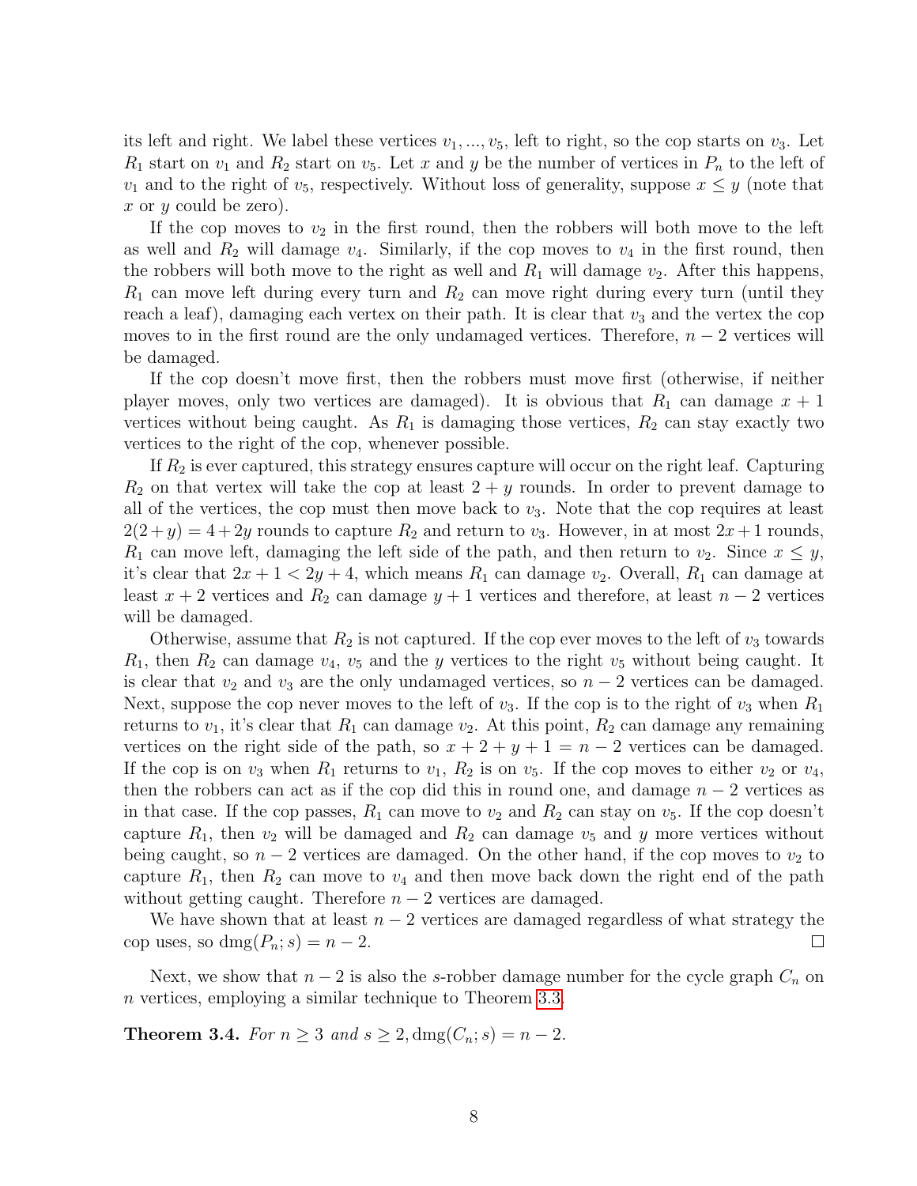its left and right. We label these vertices $v_1, ..., v_5$, left to right, so the cop starts on $v_3$. Let $R_1$ start on $v_1$ and $R_2$ start on $v_5$. Let $x$ and $y$ be the number of vertices in $P_n$ to the left of $v_1$ and to the right of $v_5$, respectively. Without loss of generality, suppose $x \leq y$ (note that $x$ or $y$ could be zero).

If the cop moves to $v_2$ in the first round, then the robbers will both move to the left as well and $R_2$ will damage $v_4$. Similarly, if the cop moves to $v_4$ in the first round, then the robbers will both move to the right as well and $R_1$ will damage $v_2$. After this happens, $R_1$ can move left during every turn and $R_2$ can move right during every turn (until they reach a leaf), damaging each vertex on their path. It is clear that $v_3$ and the vertex the cop moves to in the first round are the only undamaged vertices. Therefore, $n-2$ vertices will be damaged.

If the cop doesn't move first, then the robbers must move first (otherwise, if neither player moves, only two vertices are damaged). It is obvious that $R_1$ can damage $x+1$ vertices without being caught. As $R_1$ is damaging those vertices, $R_2$ can stay exactly two vertices to the right of the cop, whenever possible.

If $R_2$ is ever captured, this strategy ensures capture will occur on the right leaf. Capturing $R_2$ on that vertex will take the cop at least $2+y$ rounds. In order to prevent damage to all of the vertices, the cop must then move back to $v_3$. Note that the cop requires at least $2(2+y) = 4+2y$ rounds to capture $R_2$ and return to $v_3$. However, in at most $2x+1$ rounds, $R_1$ can move left, damaging the left side of the path, and then return to $v_2$. Since $x \leq y$, it's clear that $2x+1 < 2y+4$, which means $R_1$ can damage $v_2$. Overall, $R_1$ can damage at least $x+2$ vertices and $R_2$ can damage $y+1$ vertices and therefore, at least $n-2$ vertices will be damaged.

Otherwise, assume that $R_2$ is not captured. If the cop ever moves to the left of $v_3$ towards $R_1$, then $R_2$ can damage $v_4$, $v_5$ and the $y$ vertices to the right $v_5$ without being caught. It is clear that $v_2$ and $v_3$ are the only undamaged vertices, so $n-2$ vertices can be damaged. Next, suppose the cop never moves to the left of $v_3$. If the cop is to the right of $v_3$ when $R_1$ returns to $v_1$, it's clear that $R_1$ can damage $v_2$. At this point, $R_2$ can damage any remaining vertices on the right side of the path, so $x+2+y+1 = n-2$ vertices can be damaged. If the cop is on $v_3$ when $R_1$ returns to $v_1$, $R_2$ is on $v_5$. If the cop moves to either $v_2$ or $v_4$, then the robbers can act as if the cop did this in round one, and damage $n-2$ vertices as in that case. If the cop passes, $R_1$ can move to $v_2$ and $R_2$ can stay on $v_5$. If the cop doesn't capture $R_1$, then $v_2$ will be damaged and $R_2$ can damage $v_5$ and $y$ more vertices without being caught, so $n-2$ vertices are damaged. On the other hand, if the cop moves to $v_2$ to capture $R_1$, then $R_2$ can move to $v_4$ and then move back down the right end of the path without getting caught. Therefore $n-2$ vertices are damaged.

We have shown that at least $n-2$ vertices are damaged regardless of what strategy the cop uses, so $\operatorname{dmg}(P_n; s) = n-2$. ☐

Next, we show that $n-2$ is also the $s$-robber damage number for the cycle graph $C_n$ on $n$ vertices, employing a similar technique to Theorem 3.3.

**Theorem 3.4.** *For $n \geq 3$ and $s \geq 2$, $\operatorname{dmg}(C_n; s) = n-2$.*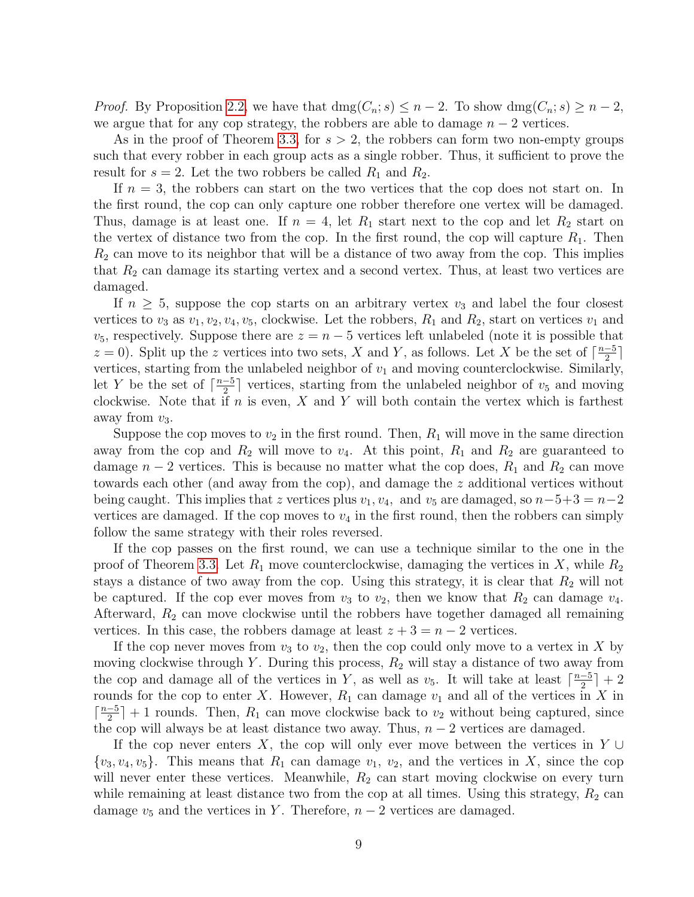*Proof.* By Proposition 2.2, we have that $\text{dmg}(C_n; s) \leq n-2$. To show $\text{dmg}(C_n; s) \geq n-2$, we argue that for any cop strategy, the robbers are able to damage $n-2$ vertices.

As in the proof of Theorem 3.3, for $s > 2$, the robbers can form two non-empty groups such that every robber in each group acts as a single robber. Thus, it sufficient to prove the result for $s = 2$. Let the two robbers be called $R_1$ and $R_2$.

If $n = 3$, the robbers can start on the two vertices that the cop does not start on. In the first round, the cop can only capture one robber therefore one vertex will be damaged. Thus, damage is at least one. If $n = 4$, let $R_1$ start next to the cop and let $R_2$ start on the vertex of distance two from the cop. In the first round, the cop will capture $R_1$. Then $R_2$ can move to its neighbor that will be a distance of two away from the cop. This implies that $R_2$ can damage its starting vertex and a second vertex. Thus, at least two vertices are damaged.

If $n \geq 5$, suppose the cop starts on an arbitrary vertex $v_3$ and label the four closest vertices to $v_3$ as $v_1, v_2, v_4, v_5$, clockwise. Let the robbers, $R_1$ and $R_2$, start on vertices $v_1$ and $v_5$, respectively. Suppose there are $z = n-5$ vertices left unlabeled (note it is possible that $z = 0$). Split up the $z$ vertices into two sets, $X$ and $Y$, as follows. Let $X$ be the set of $\lceil \frac{n-5}{2} \rceil$ vertices, starting from the unlabeled neighbor of $v_1$ and moving counterclockwise. Similarly, let $Y$ be the set of $\lceil \frac{n-5}{2} \rceil$ vertices, starting from the unlabeled neighbor of $v_5$ and moving clockwise. Note that if $n$ is even, $X$ and $Y$ will both contain the vertex which is farthest away from $v_3$.

Suppose the cop moves to $v_2$ in the first round. Then, $R_1$ will move in the same direction away from the cop and $R_2$ will move to $v_4$. At this point, $R_1$ and $R_2$ are guaranteed to damage $n-2$ vertices. This is because no matter what the cop does, $R_1$ and $R_2$ can move towards each other (and away from the cop), and damage the $z$ additional vertices without being caught. This implies that $z$ vertices plus $v_1, v_4,$ and $v_5$ are damaged, so $n-5+3 = n-2$ vertices are damaged. If the cop moves to $v_4$ in the first round, then the robbers can simply follow the same strategy with their roles reversed.

If the cop passes on the first round, we can use a technique similar to the one in the proof of Theorem 3.3. Let $R_1$ move counterclockwise, damaging the vertices in $X$, while $R_2$ stays a distance of two away from the cop. Using this strategy, it is clear that $R_2$ will not be captured. If the cop ever moves from $v_3$ to $v_2$, then we know that $R_2$ can damage $v_4$. Afterward, $R_2$ can move clockwise until the robbers have together damaged all remaining vertices. In this case, the robbers damage at least $z + 3 = n-2$ vertices.

If the cop never moves from $v_3$ to $v_2$, then the cop could only move to a vertex in $X$ by moving clockwise through $Y$. During this process, $R_2$ will stay a distance of two away from the cop and damage all of the vertices in $Y$, as well as $v_5$. It will take at least $\lceil \frac{n-5}{2} \rceil + 2$ rounds for the cop to enter $X$. However, $R_1$ can damage $v_1$ and all of the vertices in $X$ in $\lceil \frac{n-5}{2} \rceil + 1$ rounds. Then, $R_1$ can move clockwise back to $v_2$ without being captured, since the cop will always be at least distance two away. Thus, $n-2$ vertices are damaged.

If the cop never enters $X$, the cop will only ever move between the vertices in $Y \cup \{v_3, v_4, v_5\}$. This means that $R_1$ can damage $v_1$, $v_2$, and the vertices in $X$, since the cop will never enter these vertices. Meanwhile, $R_2$ can start moving clockwise on every turn while remaining at least distance two from the cop at all times. Using this strategy, $R_2$ can damage $v_5$ and the vertices in $Y$. Therefore, $n-2$ vertices are damaged.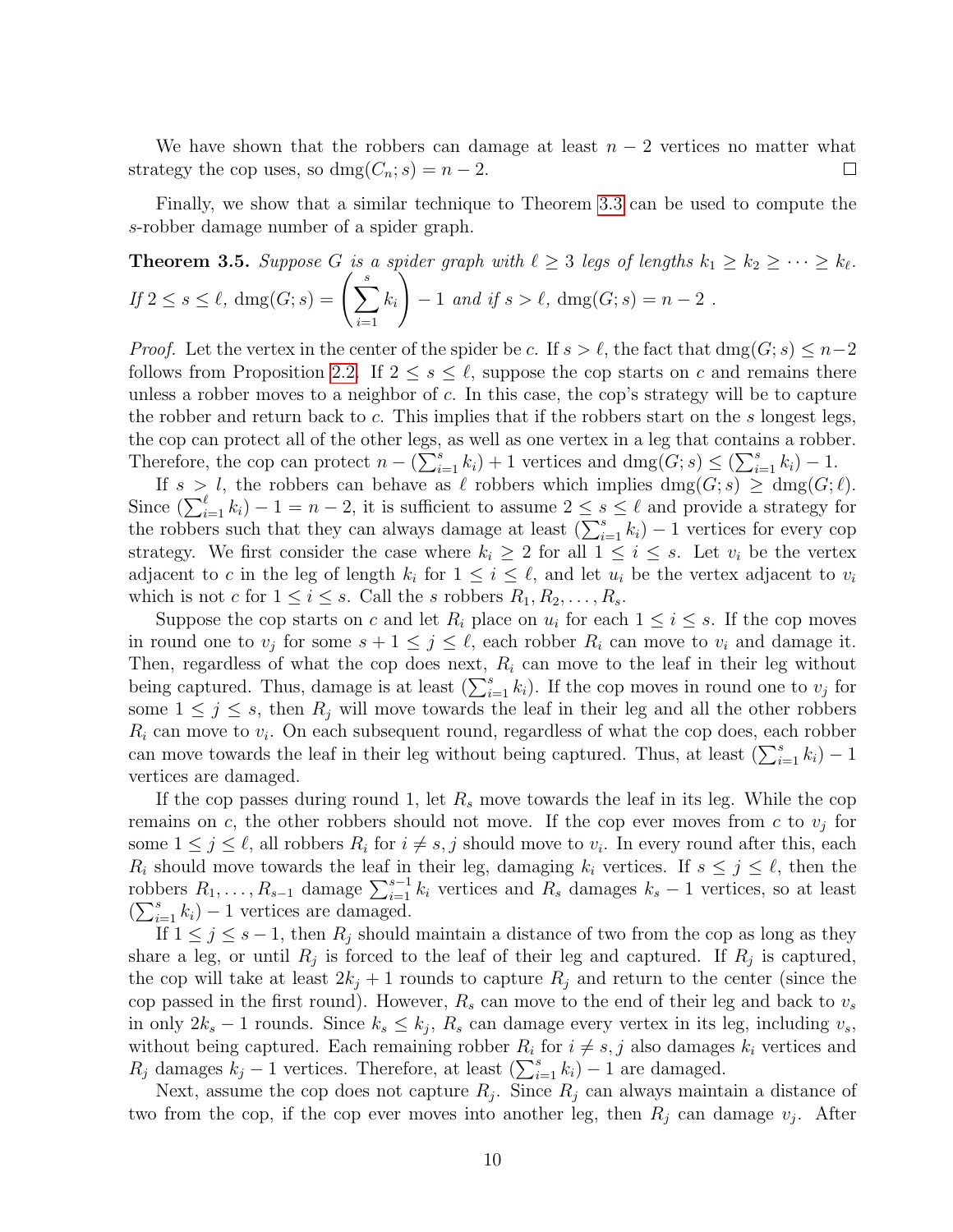We have shown that the robbers can damage at least $n-2$ vertices no matter what strategy the cop uses, so $\text{dmg}(C_n; s) = n-2$. □

Finally, we show that a similar technique to Theorem 3.3 can be used to compute the $s$-robber damage number of a spider graph.

**Theorem 3.5.** *Suppose $G$ is a spider graph with $\ell \geq 3$ legs of lengths $k_1 \geq k_2 \geq \cdots \geq k_\ell$. If $2 \leq s \leq \ell$, $\text{dmg}(G; s) = \left(\sum_{i=1}^{s} k_i\right) - 1$ and if $s > \ell$, $\text{dmg}(G; s) = n-2$ .*

*Proof.* Let the vertex in the center of the spider be $c$. If $s > \ell$, the fact that $\text{dmg}(G; s) \leq n-2$ follows from Proposition 2.2. If $2 \leq s \leq \ell$, suppose the cop starts on $c$ and remains there unless a robber moves to a neighbor of $c$. In this case, the cop's strategy will be to capture the robber and return back to $c$. This implies that if the robbers start on the $s$ longest legs, the cop can protect all of the other legs, as well as one vertex in a leg that contains a robber. Therefore, the cop can protect $n - (\sum_{i=1}^{s} k_i) + 1$ vertices and $\text{dmg}(G; s) \leq (\sum_{i=1}^{s} k_i) - 1$.

If $s > l$, the robbers can behave as $\ell$ robbers which implies $\text{dmg}(G; s) \geq \text{dmg}(G; \ell)$. Since $(\sum_{i=1}^{\ell} k_i) - 1 = n-2$, it is sufficient to assume $2 \leq s \leq \ell$ and provide a strategy for the robbers such that they can always damage at least $(\sum_{i=1}^{s} k_i) - 1$ vertices for every cop strategy. We first consider the case where $k_i \geq 2$ for all $1 \leq i \leq s$. Let $v_i$ be the vertex adjacent to $c$ in the leg of length $k_i$ for $1 \leq i \leq \ell$, and let $u_i$ be the vertex adjacent to $v_i$ which is not $c$ for $1 \leq i \leq s$. Call the $s$ robbers $R_1, R_2, \ldots, R_s$.

Suppose the cop starts on $c$ and let $R_i$ place on $u_i$ for each $1 \leq i \leq s$. If the cop moves in round one to $v_j$ for some $s+1 \leq j \leq \ell$, each robber $R_i$ can move to $v_i$ and damage it. Then, regardless of what the cop does next, $R_i$ can move to the leaf in their leg without being captured. Thus, damage is at least $(\sum_{i=1}^{s} k_i)$. If the cop moves in round one to $v_j$ for some $1 \leq j \leq s$, then $R_j$ will move towards the leaf in their leg and all the other robbers $R_i$ can move to $v_i$. On each subsequent round, regardless of what the cop does, each robber can move towards the leaf in their leg without being captured. Thus, at least $(\sum_{i=1}^{s} k_i) - 1$ vertices are damaged.

If the cop passes during round 1, let $R_s$ move towards the leaf in its leg. While the cop remains on $c$, the other robbers should not move. If the cop ever moves from $c$ to $v_j$ for some $1 \leq j \leq \ell$, all robbers $R_i$ for $i \neq s, j$ should move to $v_i$. In every round after this, each $R_i$ should move towards the leaf in their leg, damaging $k_i$ vertices. If $s \leq j \leq \ell$, then the robbers $R_1, \ldots, R_{s-1}$ damage $\sum_{i=1}^{s-1} k_i$ vertices and $R_s$ damages $k_s - 1$ vertices, so at least $(\sum_{i=1}^{s} k_i) - 1$ vertices are damaged.

If $1 \leq j \leq s-1$, then $R_j$ should maintain a distance of two from the cop as long as they share a leg, or until $R_j$ is forced to the leaf of their leg and captured. If $R_j$ is captured, the cop will take at least $2k_j + 1$ rounds to capture $R_j$ and return to the center (since the cop passed in the first round). However, $R_s$ can move to the end of their leg and back to $v_s$ in only $2k_s - 1$ rounds. Since $k_s \leq k_j$, $R_s$ can damage every vertex in its leg, including $v_s$, without being captured. Each remaining robber $R_i$ for $i \neq s, j$ also damages $k_i$ vertices and $R_j$ damages $k_j - 1$ vertices. Therefore, at least $(\sum_{i=1}^{s} k_i) - 1$ are damaged.

Next, assume the cop does not capture $R_j$. Since $R_j$ can always maintain a distance of two from the cop, if the cop ever moves into another leg, then $R_j$ can damage $v_j$. After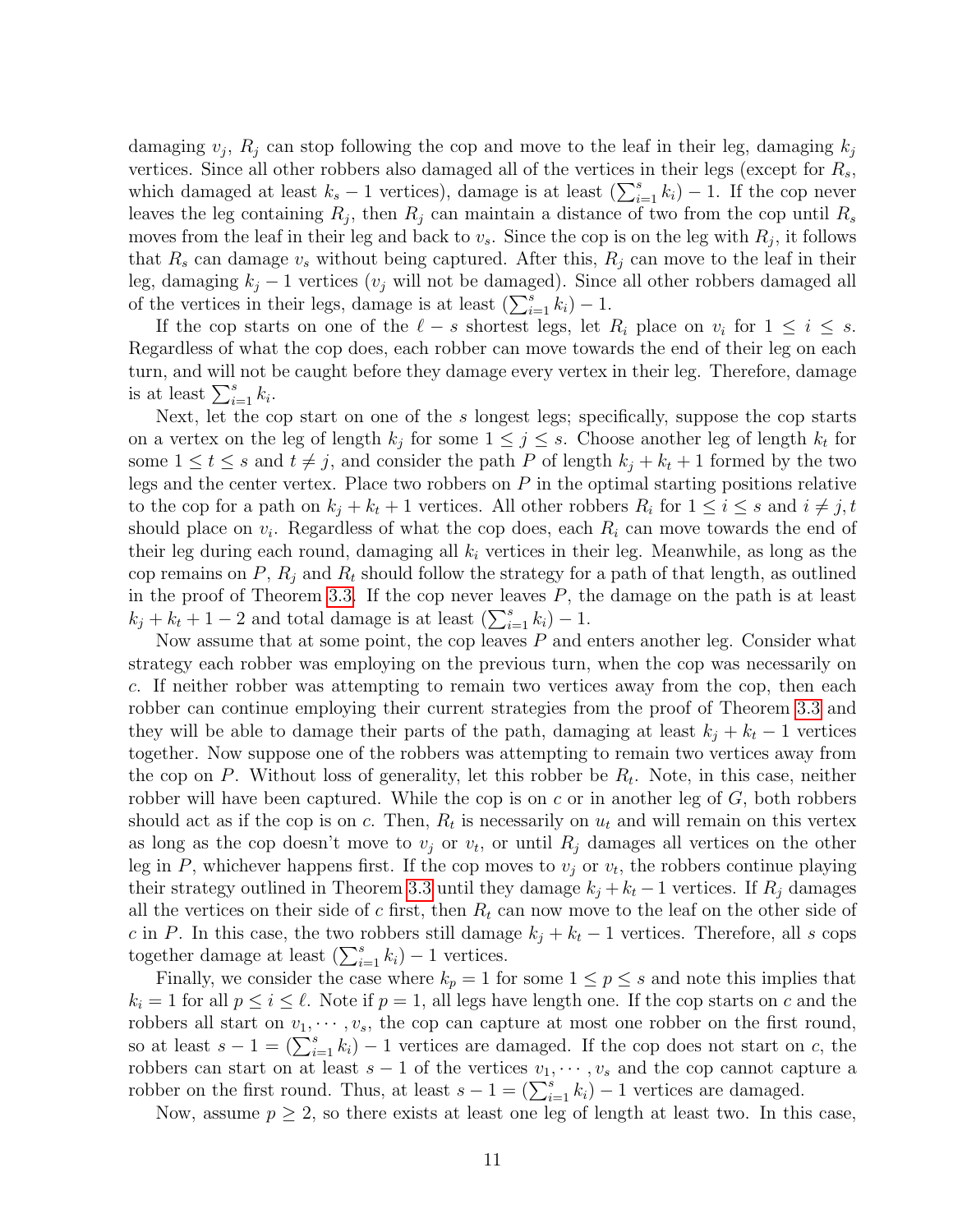damaging $v_j$, $R_j$ can stop following the cop and move to the leaf in their leg, damaging $k_j$ vertices. Since all other robbers also damaged all of the vertices in their legs (except for $R_s$, which damaged at least $k_s - 1$ vertices), damage is at least $(\sum_{i=1}^{s} k_i) - 1$. If the cop never leaves the leg containing $R_j$, then $R_j$ can maintain a distance of two from the cop until $R_s$ moves from the leaf in their leg and back to $v_s$. Since the cop is on the leg with $R_j$, it follows that $R_s$ can damage $v_s$ without being captured. After this, $R_j$ can move to the leaf in their leg, damaging $k_j - 1$ vertices ($v_j$ will not be damaged). Since all other robbers damaged all of the vertices in their legs, damage is at least $(\sum_{i=1}^{s} k_i) - 1$.

If the cop starts on one of the $\ell - s$ shortest legs, let $R_i$ place on $v_i$ for $1 \leq i \leq s$. Regardless of what the cop does, each robber can move towards the end of their leg on each turn, and will not be caught before they damage every vertex in their leg. Therefore, damage is at least $\sum_{i=1}^{s} k_i$.

Next, let the cop start on one of the $s$ longest legs; specifically, suppose the cop starts on a vertex on the leg of length $k_j$ for some $1 \leq j \leq s$. Choose another leg of length $k_t$ for some $1 \leq t \leq s$ and $t \neq j$, and consider the path $P$ of length $k_j + k_t + 1$ formed by the two legs and the center vertex. Place two robbers on $P$ in the optimal starting positions relative to the cop for a path on $k_j + k_t + 1$ vertices. All other robbers $R_i$ for $1 \leq i \leq s$ and $i \neq j, t$ should place on $v_i$. Regardless of what the cop does, each $R_i$ can move towards the end of their leg during each round, damaging all $k_i$ vertices in their leg. Meanwhile, as long as the cop remains on $P$, $R_j$ and $R_t$ should follow the strategy for a path of that length, as outlined in the proof of Theorem 3.3. If the cop never leaves $P$, the damage on the path is at least $k_j + k_t + 1 - 2$ and total damage is at least $(\sum_{i=1}^{s} k_i) - 1$.

Now assume that at some point, the cop leaves $P$ and enters another leg. Consider what strategy each robber was employing on the previous turn, when the cop was necessarily on $c$. If neither robber was attempting to remain two vertices away from the cop, then each robber can continue employing their current strategies from the proof of Theorem 3.3 and they will be able to damage their parts of the path, damaging at least $k_j + k_t - 1$ vertices together. Now suppose one of the robbers was attempting to remain two vertices away from the cop on $P$. Without loss of generality, let this robber be $R_t$. Note, in this case, neither robber will have been captured. While the cop is on $c$ or in another leg of $G$, both robbers should act as if the cop is on $c$. Then, $R_t$ is necessarily on $u_t$ and will remain on this vertex as long as the cop doesn't move to $v_j$ or $v_t$, or until $R_j$ damages all vertices on the other leg in $P$, whichever happens first. If the cop moves to $v_j$ or $v_t$, the robbers continue playing their strategy outlined in Theorem 3.3 until they damage $k_j + k_t - 1$ vertices. If $R_j$ damages all the vertices on their side of $c$ first, then $R_t$ can now move to the leaf on the other side of $c$ in $P$. In this case, the two robbers still damage $k_j + k_t - 1$ vertices. Therefore, all $s$ cops together damage at least $(\sum_{i=1}^{s} k_i) - 1$ vertices.

Finally, we consider the case where $k_p = 1$ for some $1 \leq p \leq s$ and note this implies that $k_i = 1$ for all $p \leq i \leq \ell$. Note if $p = 1$, all legs have length one. If the cop starts on $c$ and the robbers all start on $v_1, \cdots, v_s$, the cop can capture at most one robber on the first round, so at least $s - 1 = (\sum_{i=1}^{s} k_i) - 1$ vertices are damaged. If the cop does not start on $c$, the robbers can start on at least $s - 1$ of the vertices $v_1, \cdots, v_s$ and the cop cannot capture a robber on the first round. Thus, at least $s - 1 = (\sum_{i=1}^{s} k_i) - 1$ vertices are damaged.

Now, assume $p \geq 2$, so there exists at least one leg of length at least two. In this case,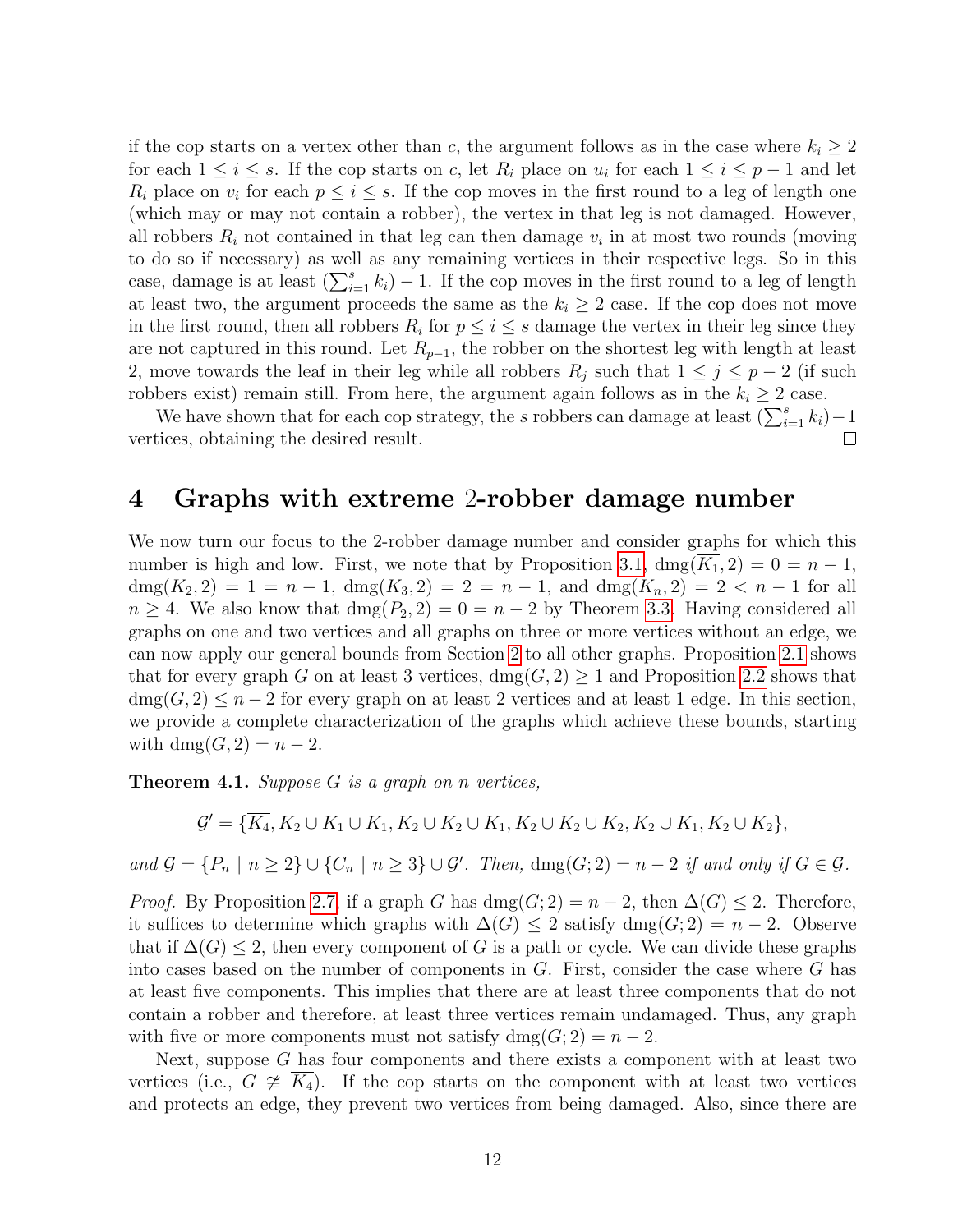if the cop starts on a vertex other than $c$, the argument follows as in the case where $k_i \geq 2$ for each $1 \leq i \leq s$. If the cop starts on $c$, let $R_i$ place on $u_i$ for each $1 \leq i \leq p-1$ and let $R_i$ place on $v_i$ for each $p \leq i \leq s$. If the cop moves in the first round to a leg of length one (which may or may not contain a robber), the vertex in that leg is not damaged. However, all robbers $R_i$ not contained in that leg can then damage $v_i$ in at most two rounds (moving to do so if necessary) as well as any remaining vertices in their respective legs. So in this case, damage is at least $(\sum_{i=1}^{s} k_i) - 1$. If the cop moves in the first round to a leg of length at least two, the argument proceeds the same as the $k_i \geq 2$ case. If the cop does not move in the first round, then all robbers $R_i$ for $p \leq i \leq s$ damage the vertex in their leg since they are not captured in this round. Let $R_{p-1}$, the robber on the shortest leg with length at least 2, move towards the leaf in their leg while all robbers $R_j$ such that $1 \leq j \leq p-2$ (if such robbers exist) remain still. From here, the argument again follows as in the $k_i \geq 2$ case.

We have shown that for each cop strategy, the $s$ robbers can damage at least $(\sum_{i=1}^{s} k_i) - 1$ vertices, obtaining the desired result. ☐

# 4 Graphs with extreme 2-robber damage number

We now turn our focus to the 2-robber damage number and consider graphs for which this number is high and low. First, we note that by Proposition 3.1, $\text{dmg}(\overline{K_1}, 2) = 0 = n-1$, $\text{dmg}(\overline{K_2}, 2) = 1 = n-1$, $\text{dmg}(\overline{K_3}, 2) = 2 = n-1$, and $\text{dmg}(\overline{K_n}, 2) = 2 < n-1$ for all $n \geq 4$. We also know that $\text{dmg}(P_2, 2) = 0 = n-2$ by Theorem 3.3. Having considered all graphs on one and two vertices and all graphs on three or more vertices without an edge, we can now apply our general bounds from Section 2 to all other graphs. Proposition 2.1 shows that for every graph $G$ on at least 3 vertices, $\text{dmg}(G, 2) \geq 1$ and Proposition 2.2 shows that $\text{dmg}(G, 2) \leq n-2$ for every graph on at least 2 vertices and at least 1 edge. In this section, we provide a complete characterization of the graphs which achieve these bounds, starting with $\text{dmg}(G, 2) = n-2$.

**Theorem 4.1.** *Suppose $G$ is a graph on $n$ vertices,*

$$\mathcal{G}' = \{\overline{K_4}, K_2 \cup K_1 \cup K_1, K_2 \cup K_2 \cup K_1, K_2 \cup K_2 \cup K_2, K_2 \cup K_1, K_2 \cup K_2\},$$

*and $\mathcal{G} = \{P_n \mid n \geq 2\} \cup \{C_n \mid n \geq 3\} \cup \mathcal{G}'$. Then, $\text{dmg}(G; 2) = n-2$ if and only if $G \in \mathcal{G}$.*

*Proof.* By Proposition 2.7, if a graph $G$ has $\text{dmg}(G; 2) = n-2$, then $\Delta(G) \leq 2$. Therefore, it suffices to determine which graphs with $\Delta(G) \leq 2$ satisfy $\text{dmg}(G; 2) = n-2$. Observe that if $\Delta(G) \leq 2$, then every component of $G$ is a path or cycle. We can divide these graphs into cases based on the number of components in $G$. First, consider the case where $G$ has at least five components. This implies that there are at least three components that do not contain a robber and therefore, at least three vertices remain undamaged. Thus, any graph with five or more components must not satisfy $\text{dmg}(G; 2) = n-2$.

Next, suppose $G$ has four components and there exists a component with at least two vertices (i.e., $G \ncong \overline{K_4}$). If the cop starts on the component with at least two vertices and protects an edge, they prevent two vertices from being damaged. Also, since there are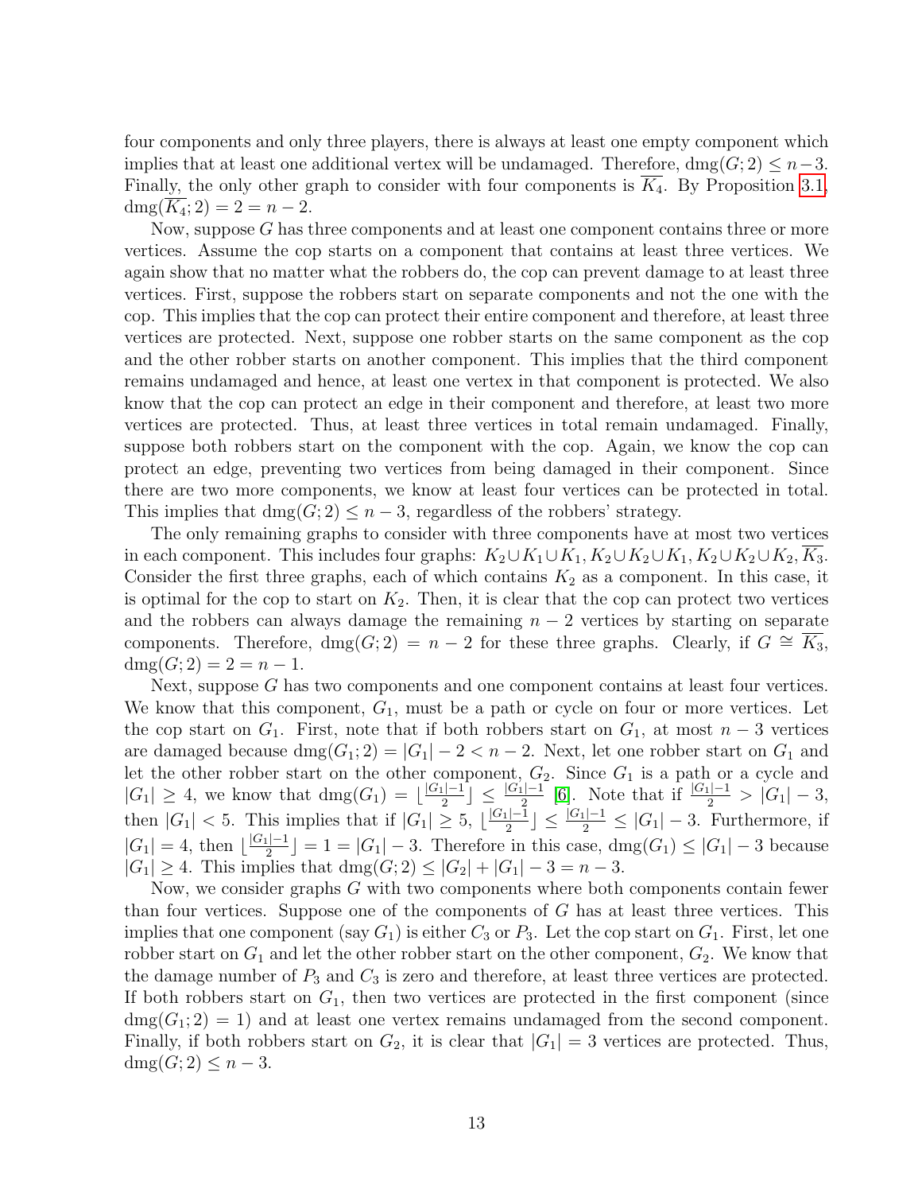four components and only three players, there is always at least one empty component which implies that at least one additional vertex will be undamaged. Therefore, $\text{dmg}(G;2) \leq n-3$. Finally, the only other graph to consider with four components is $\overline{K_4}$. By Proposition 3.1, $\text{dmg}(\overline{K_4};2) = 2 = n-2$.

Now, suppose $G$ has three components and at least one component contains three or more vertices. Assume the cop starts on a component that contains at least three vertices. We again show that no matter what the robbers do, the cop can prevent damage to at least three vertices. First, suppose the robbers start on separate components and not the one with the cop. This implies that the cop can protect their entire component and therefore, at least three vertices are protected. Next, suppose one robber starts on the same component as the cop and the other robber starts on another component. This implies that the third component remains undamaged and hence, at least one vertex in that component is protected. We also know that the cop can protect an edge in their component and therefore, at least two more vertices are protected. Thus, at least three vertices in total remain undamaged. Finally, suppose both robbers start on the component with the cop. Again, we know the cop can protect an edge, preventing two vertices from being damaged in their component. Since there are two more components, we know at least four vertices can be protected in total. This implies that $\text{dmg}(G;2) \leq n-3$, regardless of the robbers' strategy.

The only remaining graphs to consider with three components have at most two vertices in each component. This includes four graphs: $K_2 \cup K_1 \cup K_1, K_2 \cup K_2 \cup K_1, K_2 \cup K_2 \cup K_2, \overline{K_3}$. Consider the first three graphs, each of which contains $K_2$ as a component. In this case, it is optimal for the cop to start on $K_2$. Then, it is clear that the cop can protect two vertices and the robbers can always damage the remaining $n-2$ vertices by starting on separate components. Therefore, $\text{dmg}(G;2) = n-2$ for these three graphs. Clearly, if $G \cong \overline{K_3}$, $\text{dmg}(G;2) = 2 = n-1$.

Next, suppose $G$ has two components and one component contains at least four vertices. We know that this component, $G_1$, must be a path or cycle on four or more vertices. Let the cop start on $G_1$. First, note that if both robbers start on $G_1$, at most $n-3$ vertices are damaged because $\text{dmg}(G_1;2) = |G_1| - 2 < n-2$. Next, let one robber start on $G_1$ and let the other robber start on the other component, $G_2$. Since $G_1$ is a path or a cycle and $|G_1| \geq 4$, we know that $\text{dmg}(G_1) = \lfloor \frac{|G_1|-1}{2} \rfloor \leq \frac{|G_1|-1}{2}$ [6]. Note that if $\frac{|G_1|-1}{2} > |G_1| - 3$, then $|G_1| < 5$. This implies that if $|G_1| \geq 5$, $\lfloor \frac{|G_1|-1}{2} \rfloor \leq \frac{|G_1|-1}{2} \leq |G_1| - 3$. Furthermore, if $|G_1| = 4$, then $\lfloor \frac{|G_1|-1}{2} \rfloor = 1 = |G_1| - 3$. Therefore in this case, $\text{dmg}(G_1) \leq |G_1| - 3$ because $|G_1| \geq 4$. This implies that $\text{dmg}(G;2) \leq |G_2| + |G_1| - 3 = n-3$.

Now, we consider graphs $G$ with two components where both components contain fewer than four vertices. Suppose one of the components of $G$ has at least three vertices. This implies that one component (say $G_1$) is either $C_3$ or $P_3$. Let the cop start on $G_1$. First, let one robber start on $G_1$ and let the other robber start on the other component, $G_2$. We know that the damage number of $P_3$ and $C_3$ is zero and therefore, at least three vertices are protected. If both robbers start on $G_1$, then two vertices are protected in the first component (since $\text{dmg}(G_1;2) = 1$) and at least one vertex remains undamaged from the second component. Finally, if both robbers start on $G_2$, it is clear that $|G_1| = 3$ vertices are protected. Thus, $\text{dmg}(G;2) \leq n-3$.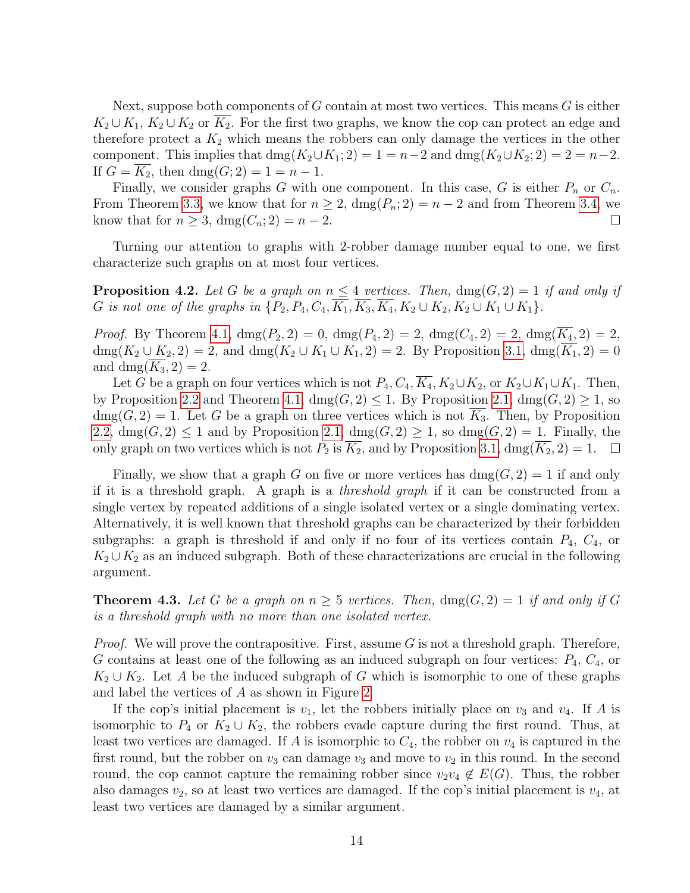Next, suppose both components of $G$ contain at most two vertices. This means $G$ is either $K_2 \cup K_1$, $K_2 \cup K_2$ or $\overline{K_2}$. For the first two graphs, we know the cop can protect an edge and therefore protect a $K_2$ which means the robbers can only damage the vertices in the other component. This implies that $\text{dmg}(K_2 \cup K_1; 2) = 1 = n-2$ and $\text{dmg}(K_2 \cup K_2; 2) = 2 = n-2$. If $G = \overline{K_2}$, then $\text{dmg}(G; 2) = 1 = n-1$.

Finally, we consider graphs $G$ with one component. In this case, $G$ is either $P_n$ or $C_n$. From Theorem 3.3, we know that for $n \geq 2$, $\text{dmg}(P_n; 2) = n-2$ and from Theorem 3.4, we know that for $n \geq 3$, $\text{dmg}(C_n; 2) = n-2$. □

Turning our attention to graphs with 2-robber damage number equal to one, we first characterize such graphs on at most four vertices.

**Proposition 4.2.** *Let $G$ be a graph on $n \leq 4$ vertices. Then, $\text{dmg}(G, 2) = 1$ if and only if $G$ is not one of the graphs in $\{P_2, P_4, C_4, \overline{K_1}, \overline{K_3}, \overline{K_4}, K_2 \cup K_2, K_2 \cup K_1 \cup K_1\}$.*

*Proof.* By Theorem 4.1, $\text{dmg}(P_2, 2) = 0$, $\text{dmg}(P_4, 2) = 2$, $\text{dmg}(C_4, 2) = 2$, $\text{dmg}(\overline{K_4}, 2) = 2$, $\text{dmg}(K_2 \cup K_2, 2) = 2$, and $\text{dmg}(K_2 \cup K_1 \cup K_1, 2) = 2$. By Proposition 3.1, $\text{dmg}(\overline{K_1}, 2) = 0$ and $\text{dmg}(\overline{K_3}, 2) = 2$.

Let $G$ be a graph on four vertices which is not $P_4, C_4, \overline{K_4}, K_2 \cup K_2$, or $K_2 \cup K_1 \cup K_1$. Then, by Proposition 2.2 and Theorem 4.1, $\text{dmg}(G, 2) \leq 1$. By Proposition 2.1, $\text{dmg}(G, 2) \geq 1$, so $\text{dmg}(G, 2) = 1$. Let $G$ be a graph on three vertices which is not $\overline{K_3}$. Then, by Proposition 2.2, $\text{dmg}(G, 2) \leq 1$ and by Proposition 2.1, $\text{dmg}(G, 2) \geq 1$, so $\text{dmg}(G, 2) = 1$. Finally, the only graph on two vertices which is not $P_2$ is $\overline{K_2}$, and by Proposition 3.1, $\text{dmg}(\overline{K_2}, 2) = 1$. □

Finally, we show that a graph $G$ on five or more vertices has $\text{dmg}(G, 2) = 1$ if and only if it is a threshold graph. A graph is a *threshold graph* if it can be constructed from a single vertex by repeated additions of a single isolated vertex or a single dominating vertex. Alternatively, it is well known that threshold graphs can be characterized by their forbidden subgraphs: a graph is threshold if and only if no four of its vertices contain $P_4$, $C_4$, or $K_2 \cup K_2$ as an induced subgraph. Both of these characterizations are crucial in the following argument.

**Theorem 4.3.** *Let $G$ be a graph on $n \geq 5$ vertices. Then, $\text{dmg}(G, 2) = 1$ if and only if $G$ is a threshold graph with no more than one isolated vertex.*

*Proof.* We will prove the contrapositive. First, assume $G$ is not a threshold graph. Therefore, $G$ contains at least one of the following as an induced subgraph on four vertices: $P_4$, $C_4$, or $K_2 \cup K_2$. Let $A$ be the induced subgraph of $G$ which is isomorphic to one of these graphs and label the vertices of $A$ as shown in Figure 2.

If the cop's initial placement is $v_1$, let the robbers initially place on $v_3$ and $v_4$. If $A$ is isomorphic to $P_4$ or $K_2 \cup K_2$, the robbers evade capture during the first round. Thus, at least two vertices are damaged. If $A$ is isomorphic to $C_4$, the robber on $v_4$ is captured in the first round, but the robber on $v_3$ can damage $v_3$ and move to $v_2$ in this round. In the second round, the cop cannot capture the remaining robber since $v_2v_4 \notin E(G)$. Thus, the robber also damages $v_2$, so at least two vertices are damaged. If the cop's initial placement is $v_4$, at least two vertices are damaged by a similar argument.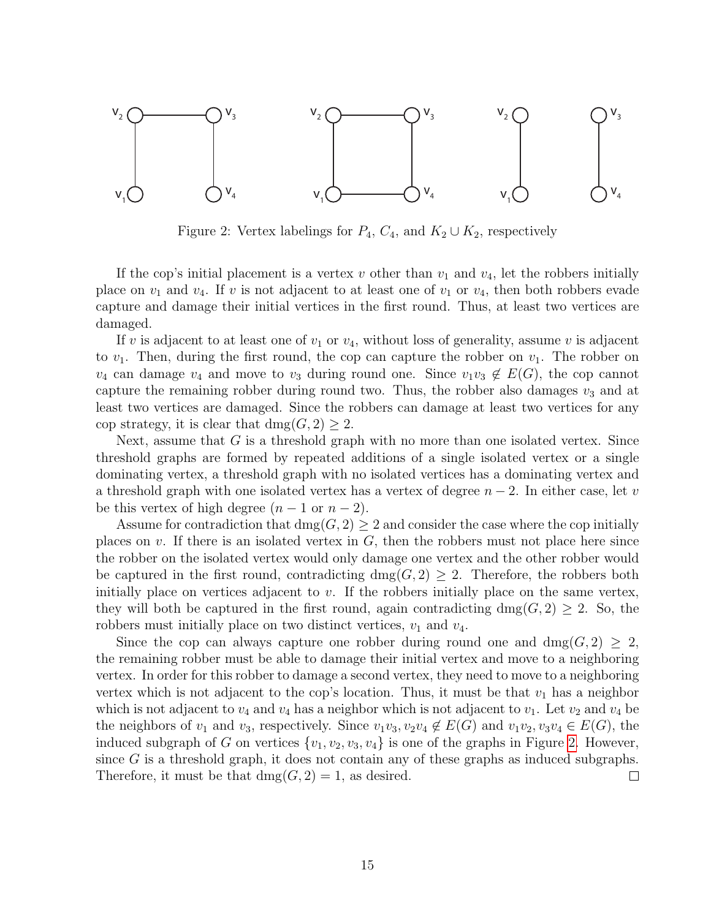Figure 2: Vertex labelings for $P_4$, $C_4$, and $K_2 \cup K_2$, respectively

If the cop's initial placement is a vertex $v$ other than $v_1$ and $v_4$, let the robbers initially place on $v_1$ and $v_4$. If $v$ is not adjacent to at least one of $v_1$ or $v_4$, then both robbers evade capture and damage their initial vertices in the first round. Thus, at least two vertices are damaged.

If $v$ is adjacent to at least one of $v_1$ or $v_4$, without loss of generality, assume $v$ is adjacent to $v_1$. Then, during the first round, the cop can capture the robber on $v_1$. The robber on $v_4$ can damage $v_4$ and move to $v_3$ during round one. Since $v_1v_3 \notin E(G)$, the cop cannot capture the remaining robber during round two. Thus, the robber also damages $v_3$ and at least two vertices are damaged. Since the robbers can damage at least two vertices for any cop strategy, it is clear that $\text{dmg}(G, 2) \geq 2$.

Next, assume that $G$ is a threshold graph with no more than one isolated vertex. Since threshold graphs are formed by repeated additions of a single isolated vertex or a single dominating vertex, a threshold graph with no isolated vertices has a dominating vertex and a threshold graph with one isolated vertex has a vertex of degree $n-2$. In either case, let $v$ be this vertex of high degree ($n-1$ or $n-2$).

Assume for contradiction that $\text{dmg}(G, 2) \geq 2$ and consider the case where the cop initially places on $v$. If there is an isolated vertex in $G$, then the robbers must not place here since the robber on the isolated vertex would only damage one vertex and the other robber would be captured in the first round, contradicting $\text{dmg}(G, 2) \geq 2$. Therefore, the robbers both initially place on vertices adjacent to $v$. If the robbers initially place on the same vertex, they will both be captured in the first round, again contradicting $\text{dmg}(G, 2) \geq 2$. So, the robbers must initially place on two distinct vertices, $v_1$ and $v_4$.

Since the cop can always capture one robber during round one and $\text{dmg}(G, 2) \geq 2$, the remaining robber must be able to damage their initial vertex and move to a neighboring vertex. In order for this robber to damage a second vertex, they need to move to a neighboring vertex which is not adjacent to the cop's location. Thus, it must be that $v_1$ has a neighbor which is not adjacent to $v_4$ and $v_4$ has a neighbor which is not adjacent to $v_1$. Let $v_2$ and $v_4$ be the neighbors of $v_1$ and $v_3$, respectively. Since $v_1v_3, v_2v_4 \notin E(G)$ and $v_1v_2, v_3v_4 \in E(G)$, the induced subgraph of $G$ on vertices $\{v_1, v_2, v_3, v_4\}$ is one of the graphs in Figure 2. However, since $G$ is a threshold graph, it does not contain any of these graphs as induced subgraphs. Therefore, it must be that $\text{dmg}(G, 2) = 1$, as desired. $\square$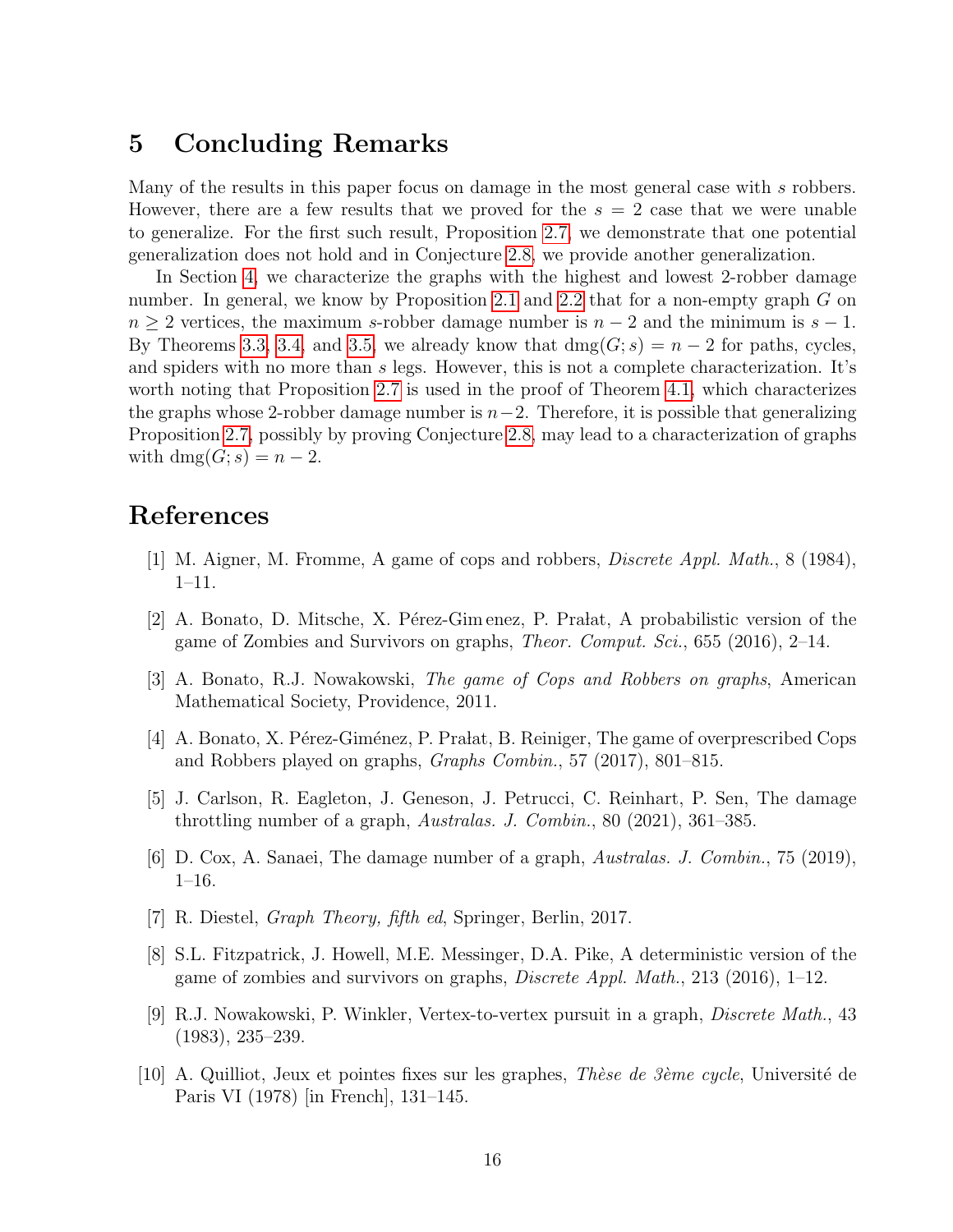# 5 Concluding Remarks

Many of the results in this paper focus on damage in the most general case with $s$ robbers. However, there are a few results that we proved for the $s = 2$ case that we were unable to generalize. For the first such result, Proposition 2.7, we demonstrate that one potential generalization does not hold and in Conjecture 2.8, we provide another generalization.

In Section 4, we characterize the graphs with the highest and lowest 2-robber damage number. In general, we know by Proposition 2.1 and 2.2 that for a non-empty graph $G$ on $n \geq 2$ vertices, the maximum $s$-robber damage number is $n - 2$ and the minimum is $s - 1$. By Theorems 3.3, 3.4, and 3.5, we already know that $\mathrm{dmg}(G; s) = n - 2$ for paths, cycles, and spiders with no more than $s$ legs. However, this is not a complete characterization. It's worth noting that Proposition 2.7 is used in the proof of Theorem 4.1, which characterizes the graphs whose 2-robber damage number is $n-2$. Therefore, it is possible that generalizing Proposition 2.7, possibly by proving Conjecture 2.8, may lead to a characterization of graphs with $\mathrm{dmg}(G; s) = n - 2$.

# References

[1] M. Aigner, M. Fromme, A game of cops and robbers, *Discrete Appl. Math.*, 8 (1984), 1–11.

[2] A. Bonato, D. Mitsche, X. Pérez-Gim enez, P. Prałat, A probabilistic version of the game of Zombies and Survivors on graphs, *Theor. Comput. Sci.*, 655 (2016), 2–14.

[3] A. Bonato, R.J. Nowakowski, *The game of Cops and Robbers on graphs*, American Mathematical Society, Providence, 2011.

[4] A. Bonato, X. Pérez-Giménez, P. Prałat, B. Reiniger, The game of overprescribed Cops and Robbers played on graphs, *Graphs Combin.*, 57 (2017), 801–815.

[5] J. Carlson, R. Eagleton, J. Geneson, J. Petrucci, C. Reinhart, P. Sen, The damage throttling number of a graph, *Australas. J. Combin.*, 80 (2021), 361–385.

[6] D. Cox, A. Sanaei, The damage number of a graph, *Australas. J. Combin.*, 75 (2019), 1–16.

[7] R. Diestel, *Graph Theory, fifth ed*, Springer, Berlin, 2017.

[8] S.L. Fitzpatrick, J. Howell, M.E. Messinger, D.A. Pike, A deterministic version of the game of zombies and survivors on graphs, *Discrete Appl. Math.*, 213 (2016), 1–12.

[9] R.J. Nowakowski, P. Winkler, Vertex-to-vertex pursuit in a graph, *Discrete Math.*, 43 (1983), 235–239.

[10] A. Quilliot, Jeux et pointes fixes sur les graphes, *Thèse de 3ème cycle*, Université de Paris VI (1978) [in French], 131–145.